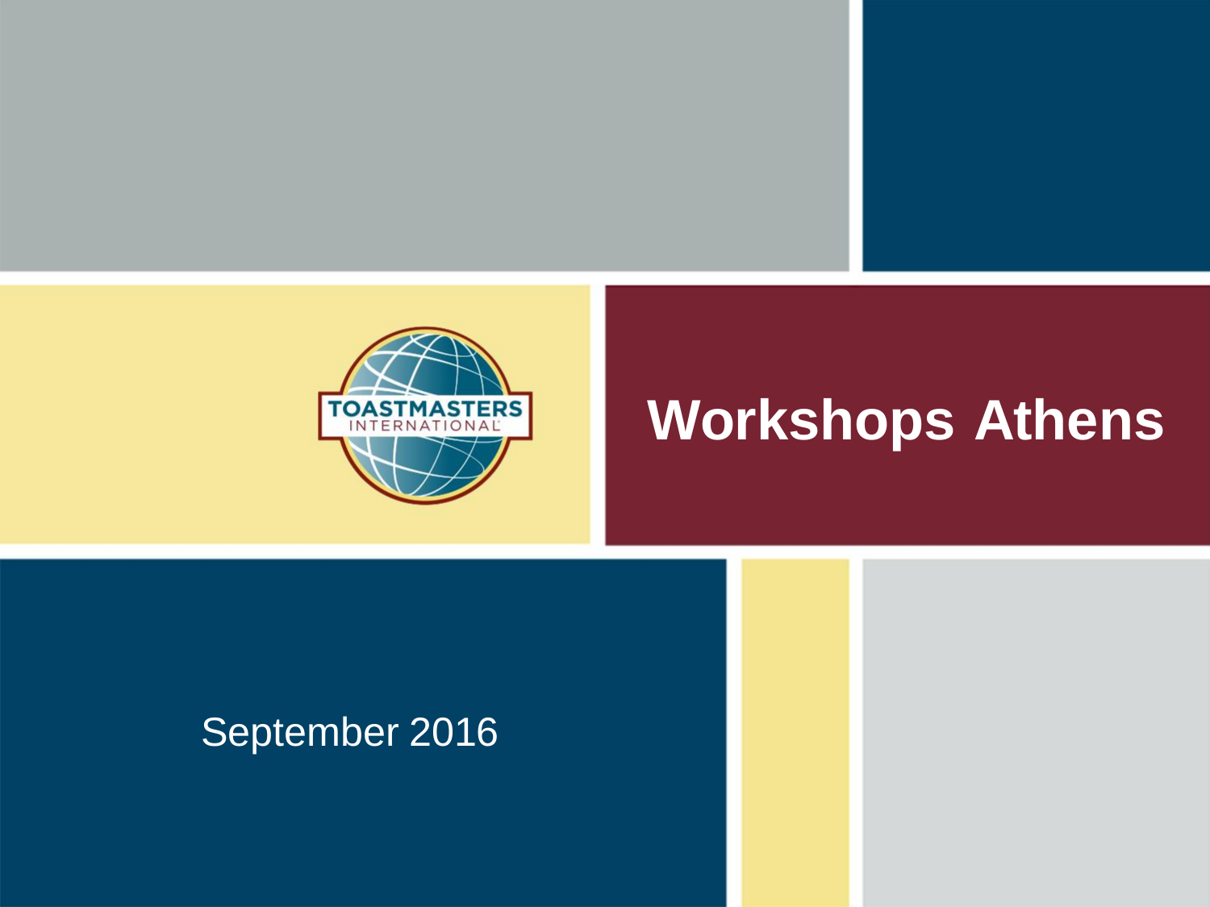# Workshops Athens

September 2016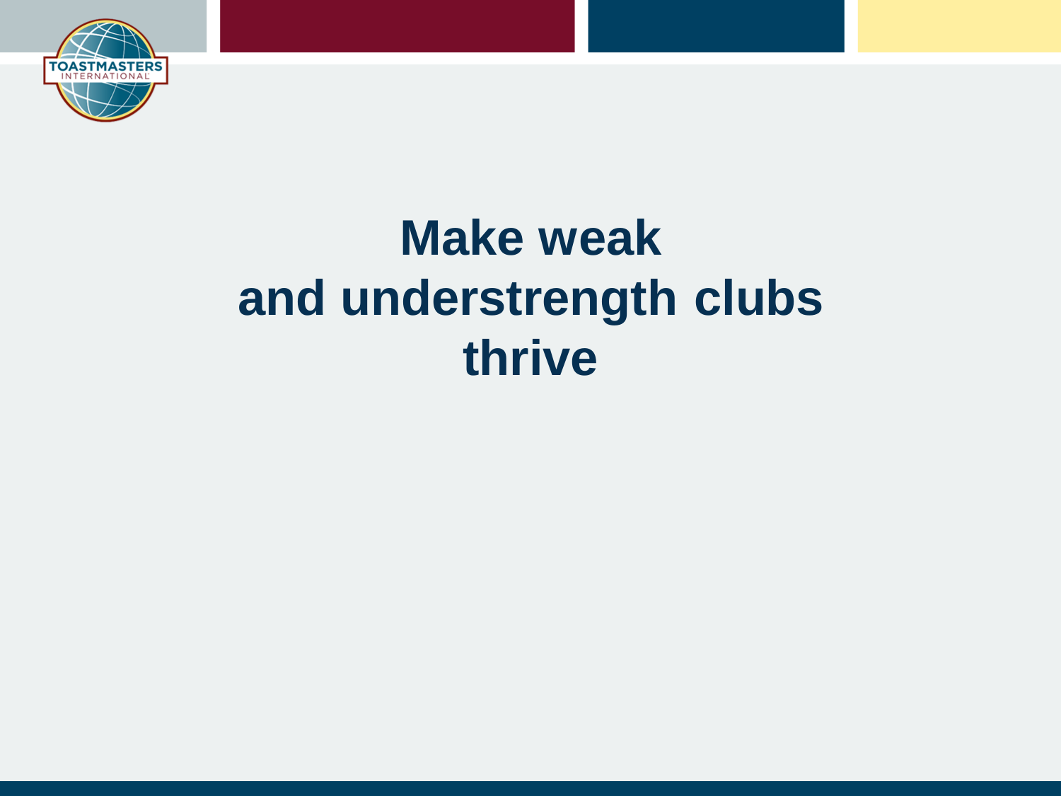# Make weak and understrength clubs thrive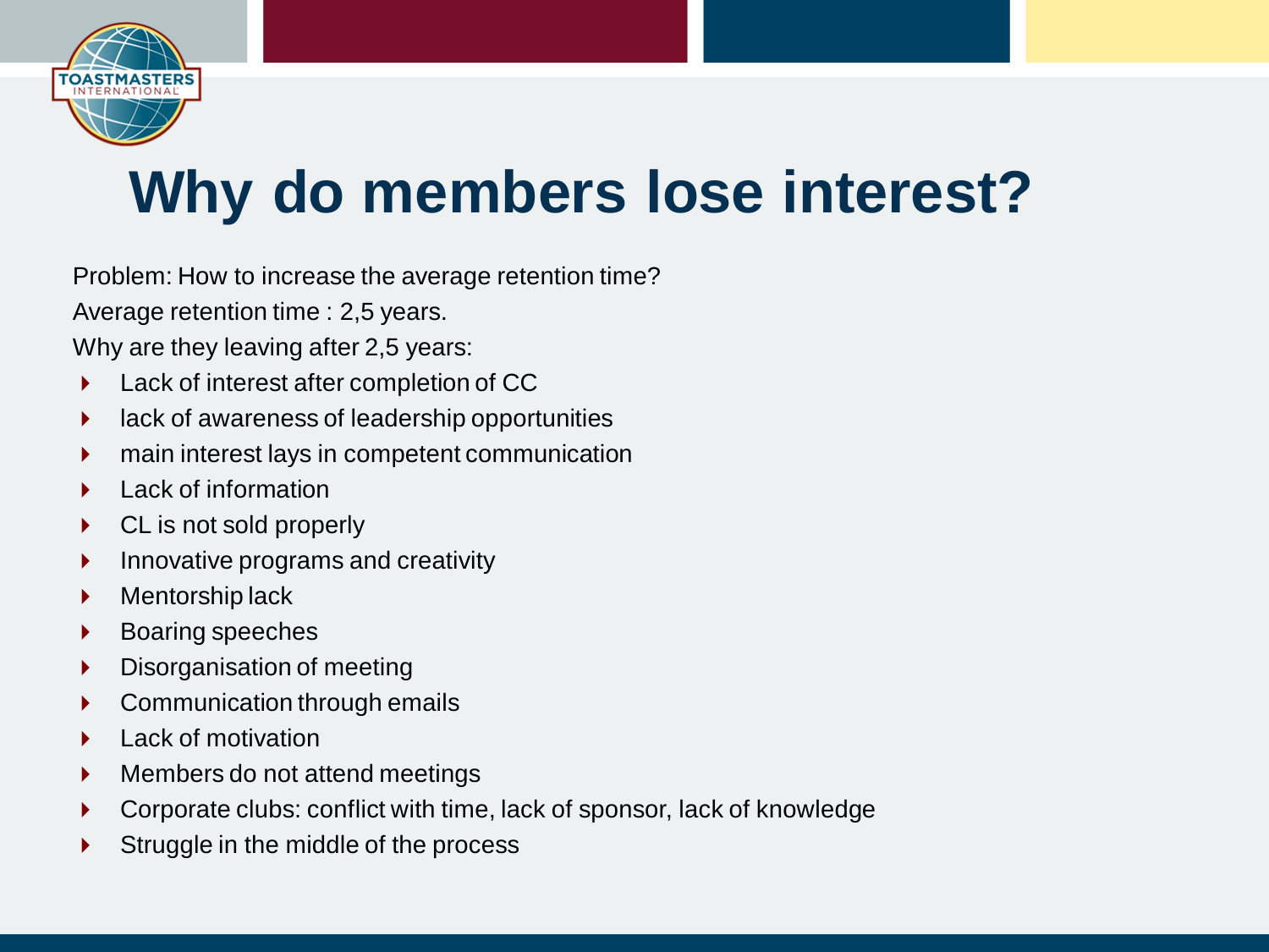# Why do members lose interest?

Problem: How to increase the average retention time?

Average retention time : 2,5 years.

Why are they leaving after 2,5 years:

- Lack of interest after completion of CC
- lack of awareness of leadership opportunities
- main interest lays in competent communication
- Lack of information
- CL is not sold properly
- Innovative programs and creativity
- Mentorship lack
- Boaring speeches
- Disorganisation of meeting
- Communication through emails
- Lack of motivation
- Members do not attend meetings
- Corporate clubs: conflict with time, lack of sponsor, lack of knowledge
- Struggle in the middle of the process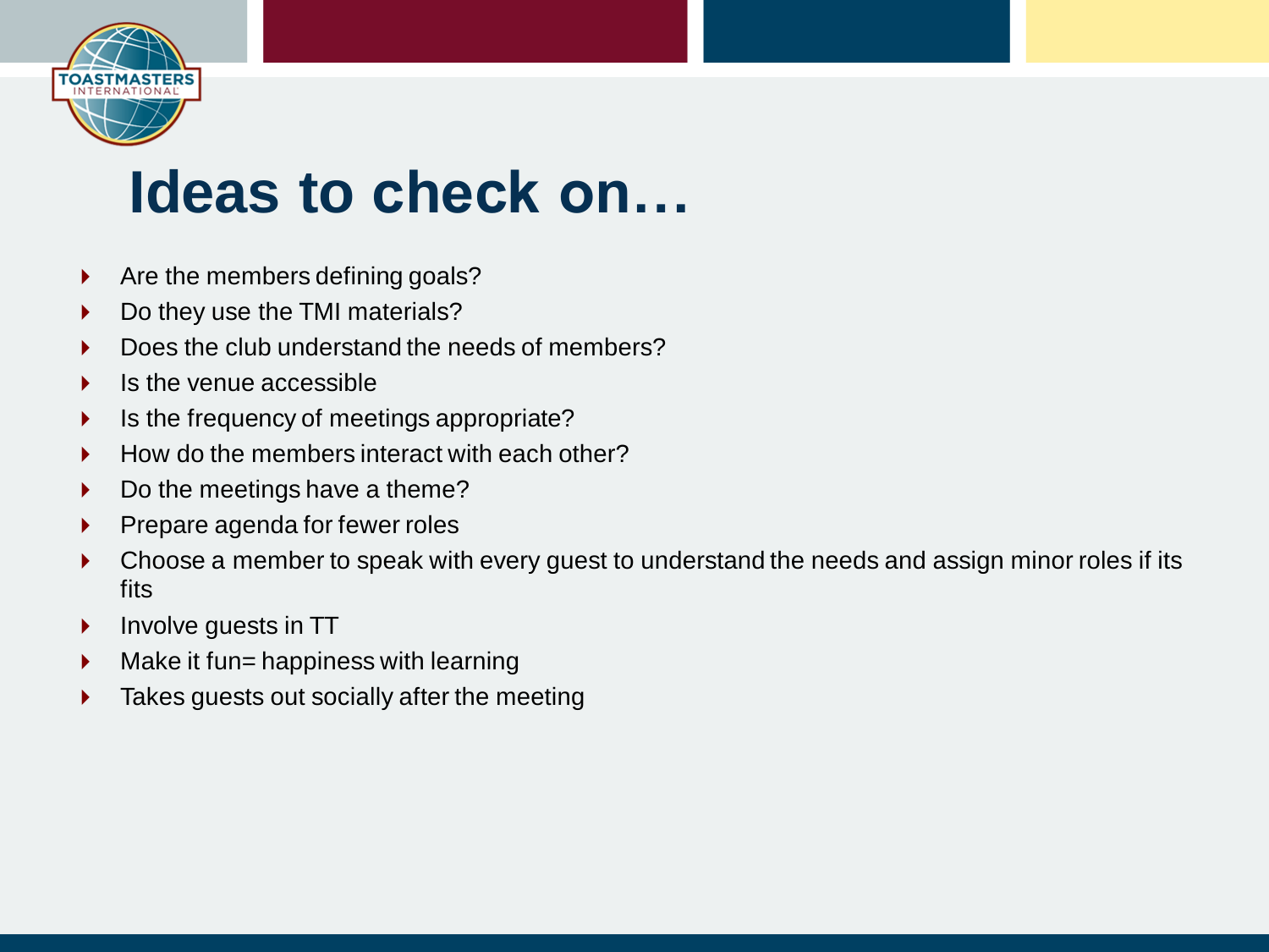# Ideas to check on…

- Are the members defining goals?
- Do they use the TMI materials?
- Does the club understand the needs of members?
- Is the venue accessible
- Is the frequency of meetings appropriate?
- How do the members interact with each other?
- Do the meetings have a theme?
- Prepare agenda for fewer roles
- Choose a member to speak with every guest to understand the needs and assign minor roles if its fits
- Involve guests in TT
- Make it fun= happiness with learning
- Takes guests out socially after the meeting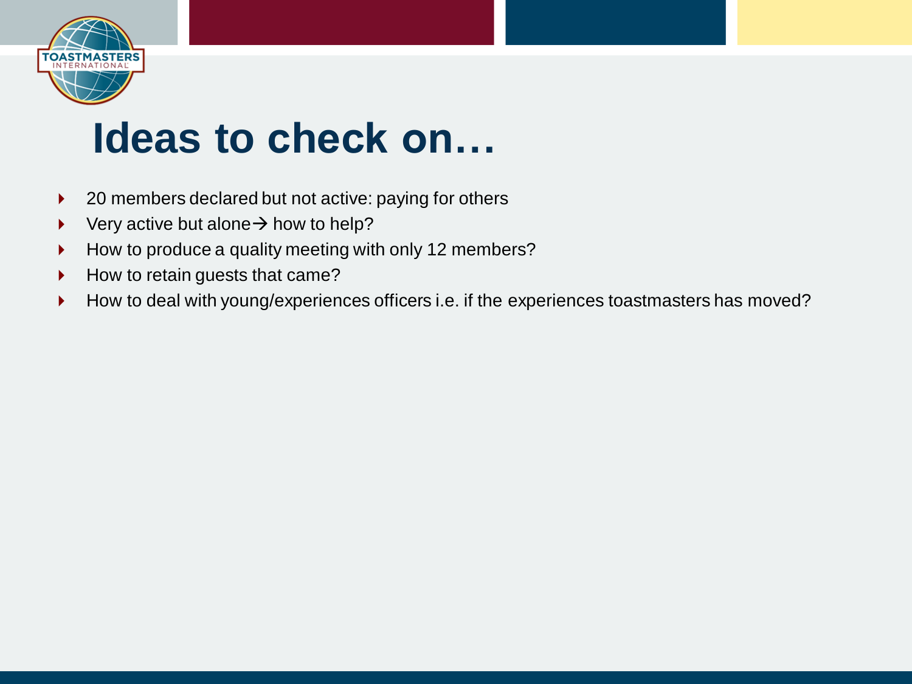# Ideas to check on…

- 20 members declared but not active: paying for others
- Very active but alone→ how to help?
- How to produce a quality meeting with only 12 members?
- How to retain guests that came?
- How to deal with young/experiences officers i.e. if the experiences toastmasters has moved?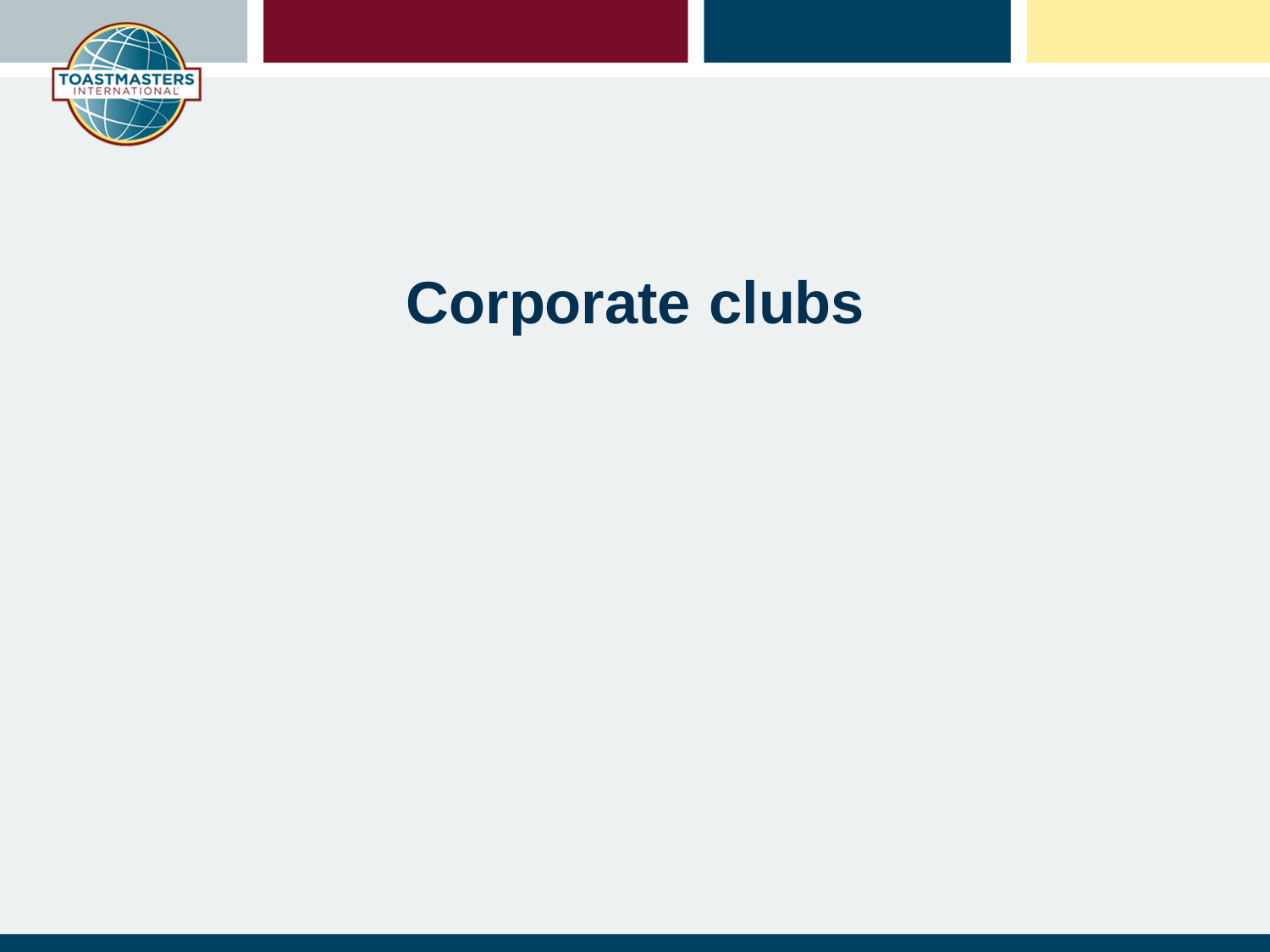# Corporate clubs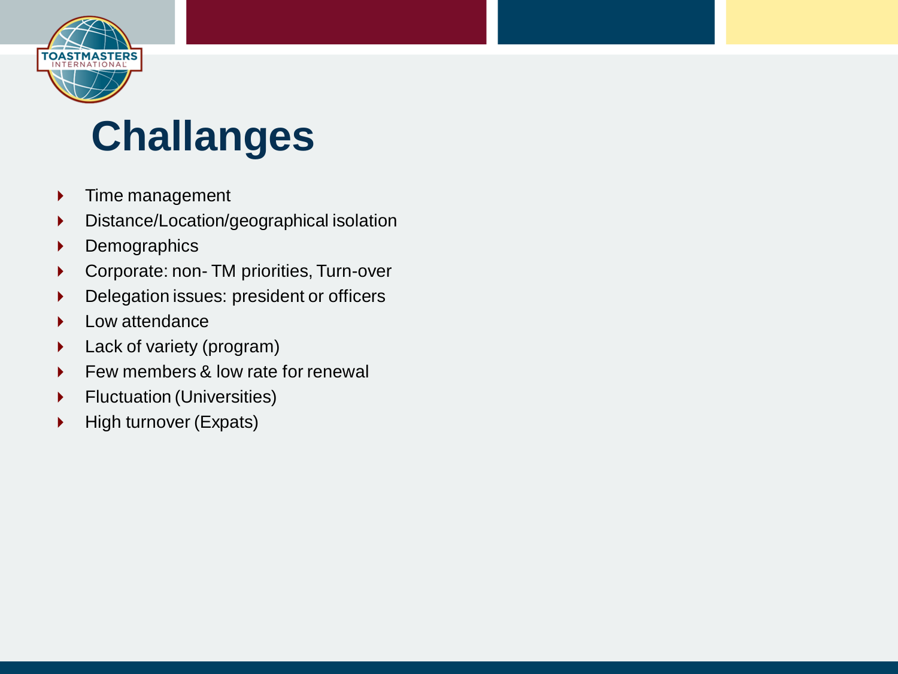# Challanges

- Time management
- Distance/Location/geographical isolation
- Demographics
- Corporate: non- TM priorities, Turn-over
- Delegation issues: president or officers
- Low attendance
- Lack of variety (program)
- Few members & low rate for renewal
- Fluctuation (Universities)
- High turnover (Expats)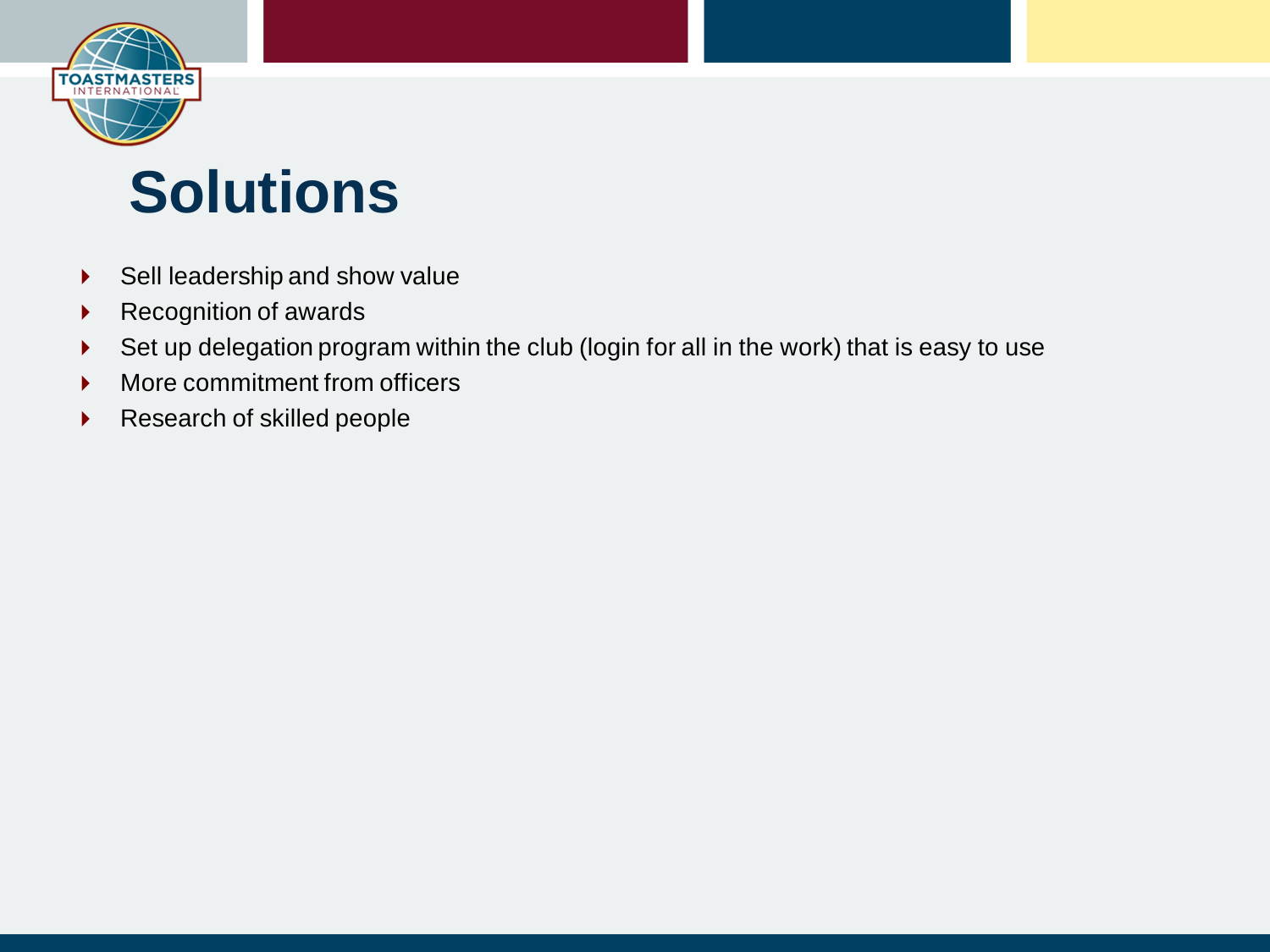# Solutions

- Sell leadership and show value
- Recognition of awards
- Set up delegation program within the club (login for all in the work) that is easy to use
- More commitment from officers
- Research of skilled people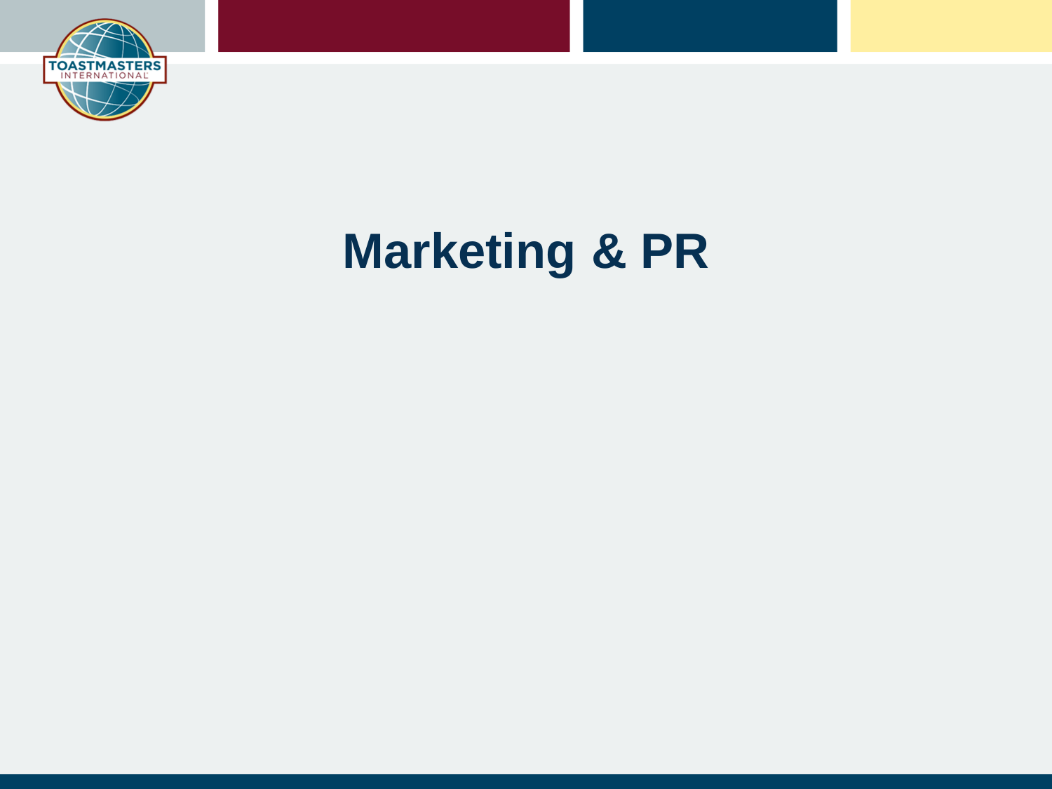# Marketing & PR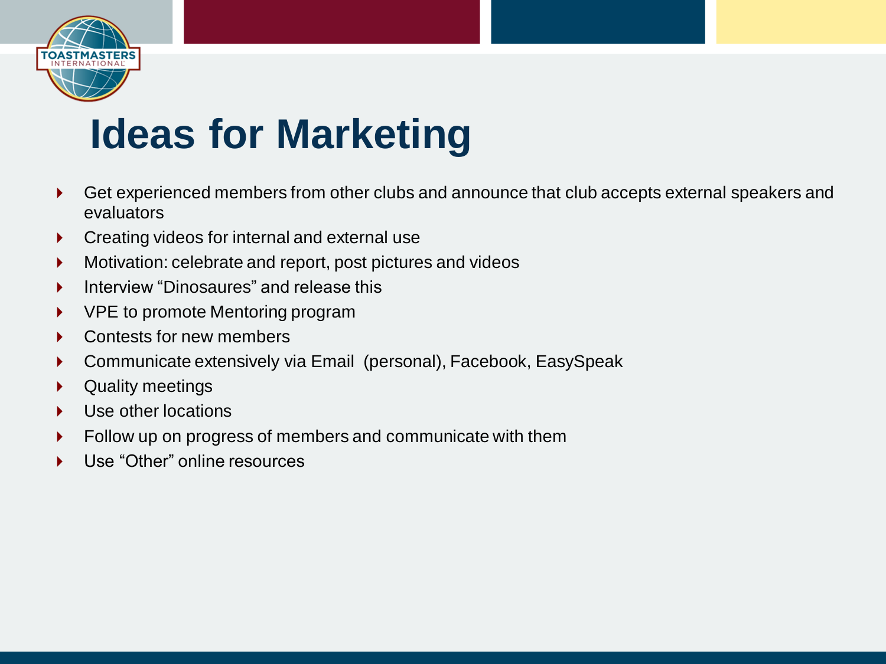# Ideas for Marketing

- Get experienced members from other clubs and announce that club accepts external speakers and evaluators
- Creating videos for internal and external use
- Motivation: celebrate and report, post pictures and videos
- Interview “Dinosaures” and release this
- VPE to promote Mentoring program
- Contests for new members
- Communicate extensively via Email (personal), Facebook, EasySpeak
- Quality meetings
- Use other locations
- Follow up on progress of members and communicate with them
- Use “Other” online resources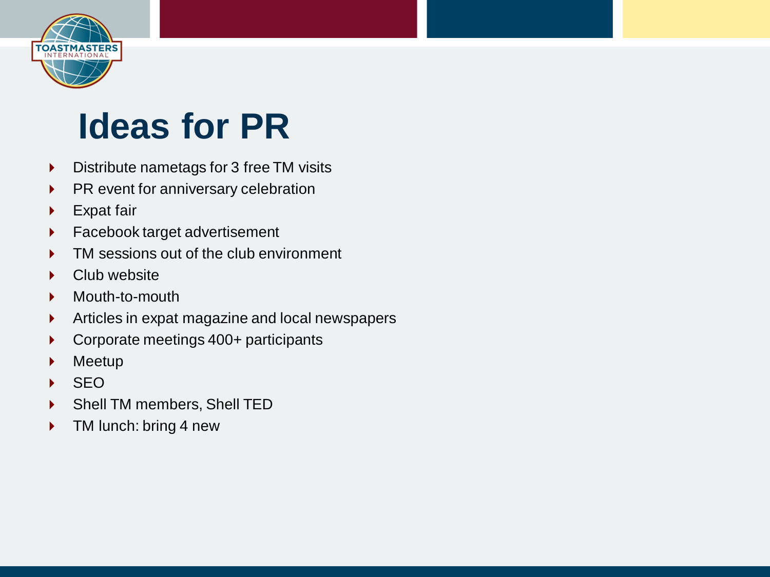# Ideas for PR

- Distribute nametags for 3 free TM visits
- PR event for anniversary celebration
- Expat fair
- Facebook target advertisement
- TM sessions out of the club environment
- Club website
- Mouth-to-mouth
- Articles in expat magazine and local newspapers
- Corporate meetings 400+ participants
- Meetup
- SEO
- Shell TM members, Shell TED
- TM lunch: bring 4 new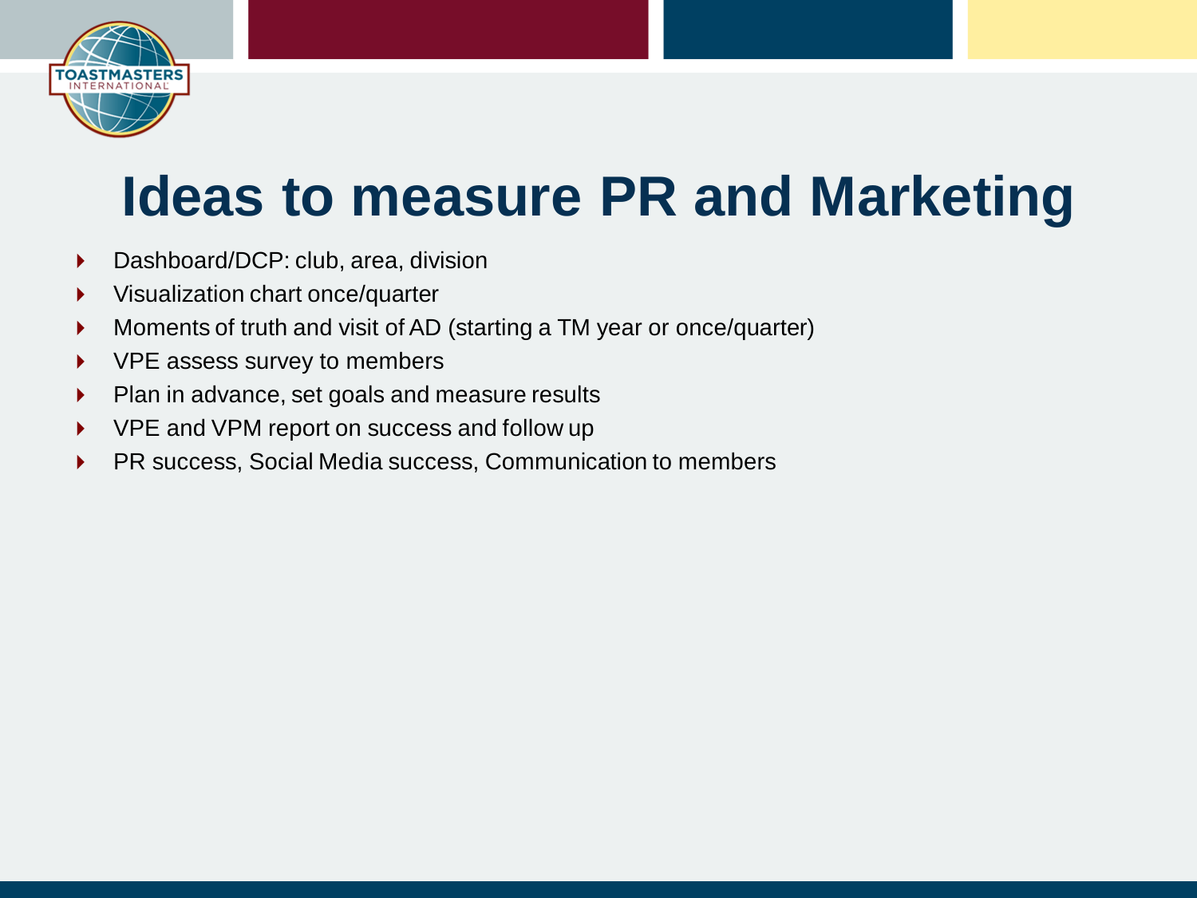# Ideas to measure PR and Marketing

- Dashboard/DCP: club, area, division
- Visualization chart once/quarter
- Moments of truth and visit of AD (starting a TM year or once/quarter)
- VPE assess survey to members
- Plan in advance, set goals and measure results
- VPE and VPM report on success and follow up
- PR success, Social Media success, Communication to members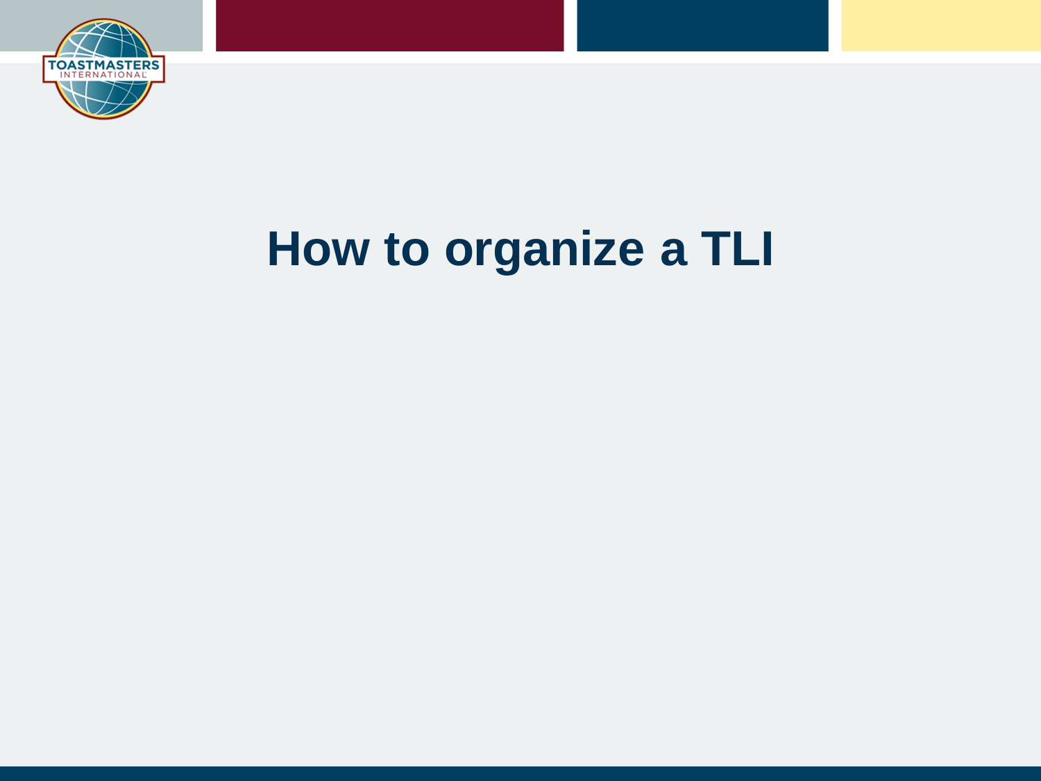# How to organize a TLI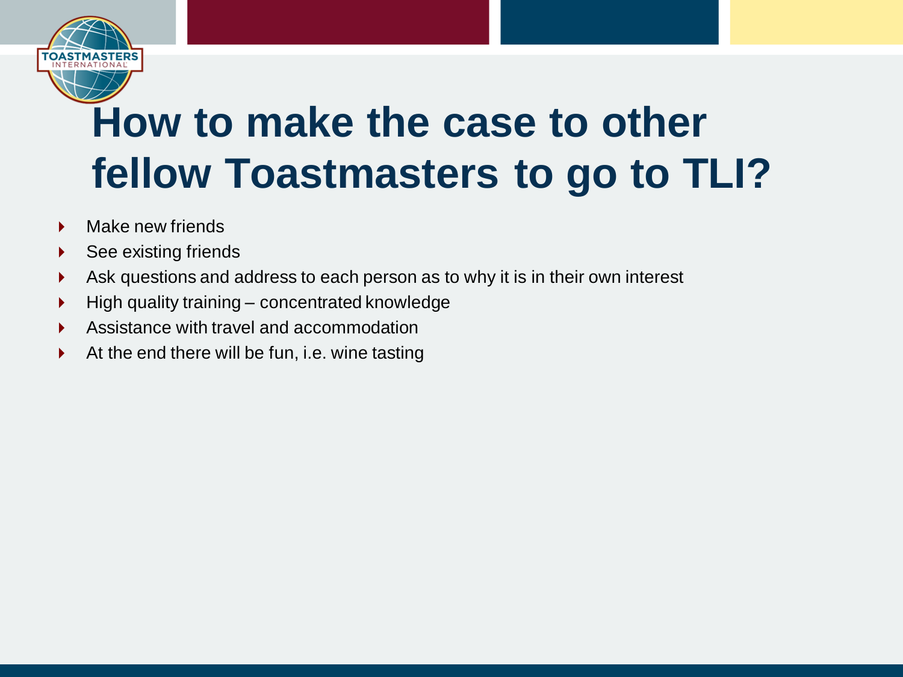# How to make the case to other fellow Toastmasters to go to TLI?

- Make new friends
- See existing friends
- Ask questions and address to each person as to why it is in their own interest
- High quality training – concentrated knowledge
- Assistance with travel and accommodation
- At the end there will be fun, i.e. wine tasting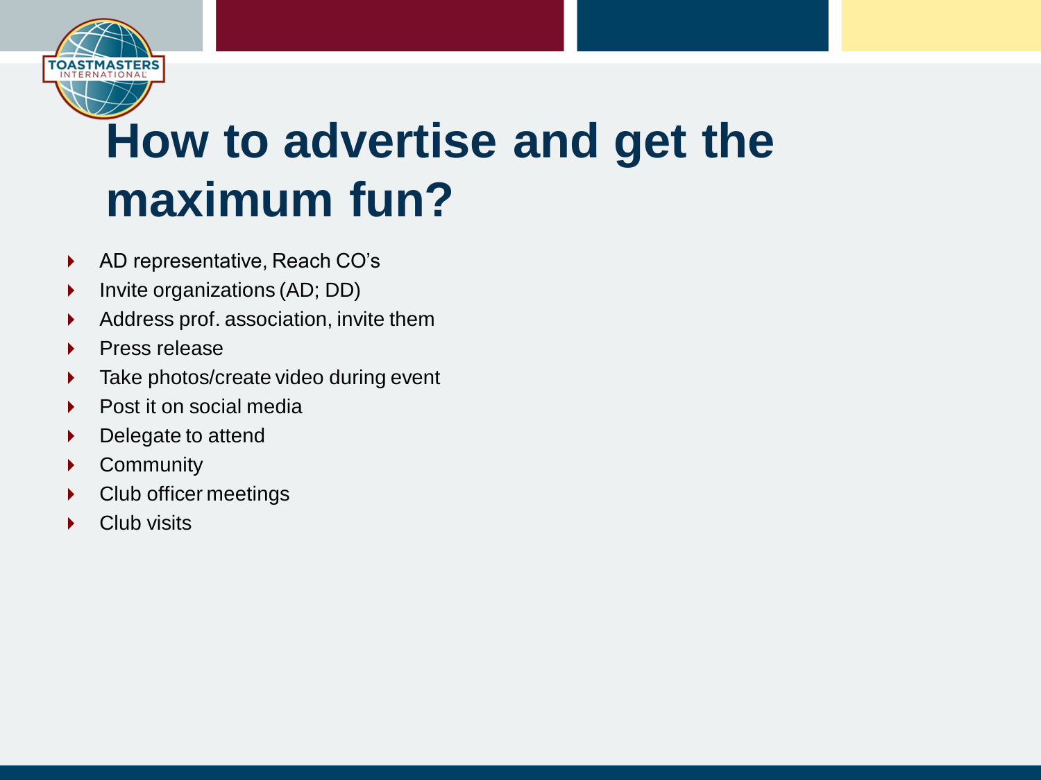# How to advertise and get the maximum fun?

- AD representative, Reach CO's
- Invite organizations (AD; DD)
- Address prof. association, invite them
- Press release
- Take photos/create video during event
- Post it on social media
- Delegate to attend
- Community
- Club officer meetings
- Club visits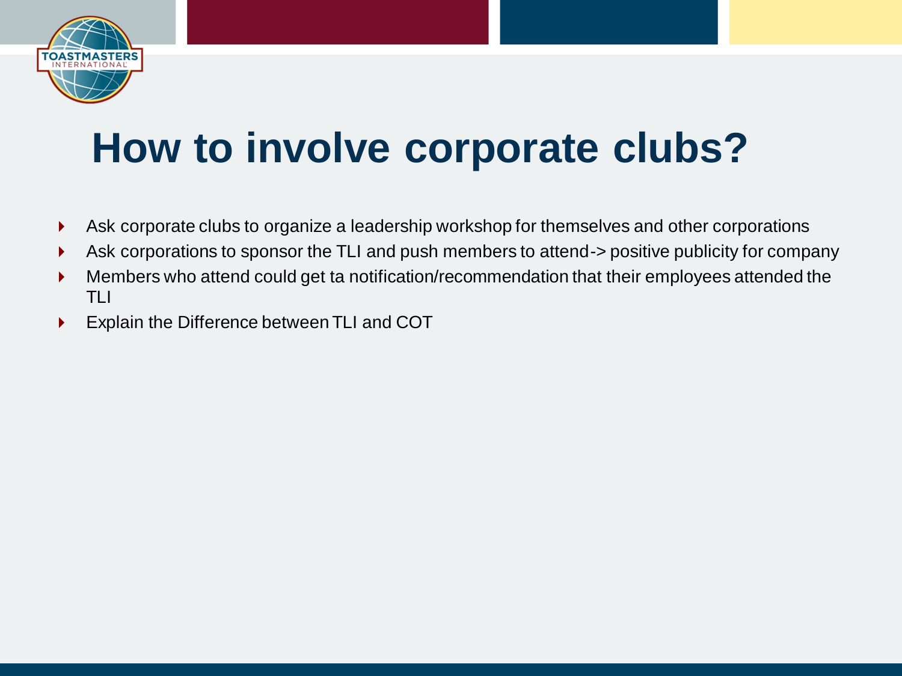# How to involve corporate clubs?

- Ask corporate clubs to organize a leadership workshop for themselves and other corporations
- Ask corporations to sponsor the TLI and push members to attend-> positive publicity for company
- Members who attend could get ta notification/recommendation that their employees attended the TLI
- Explain the Difference between TLI and COT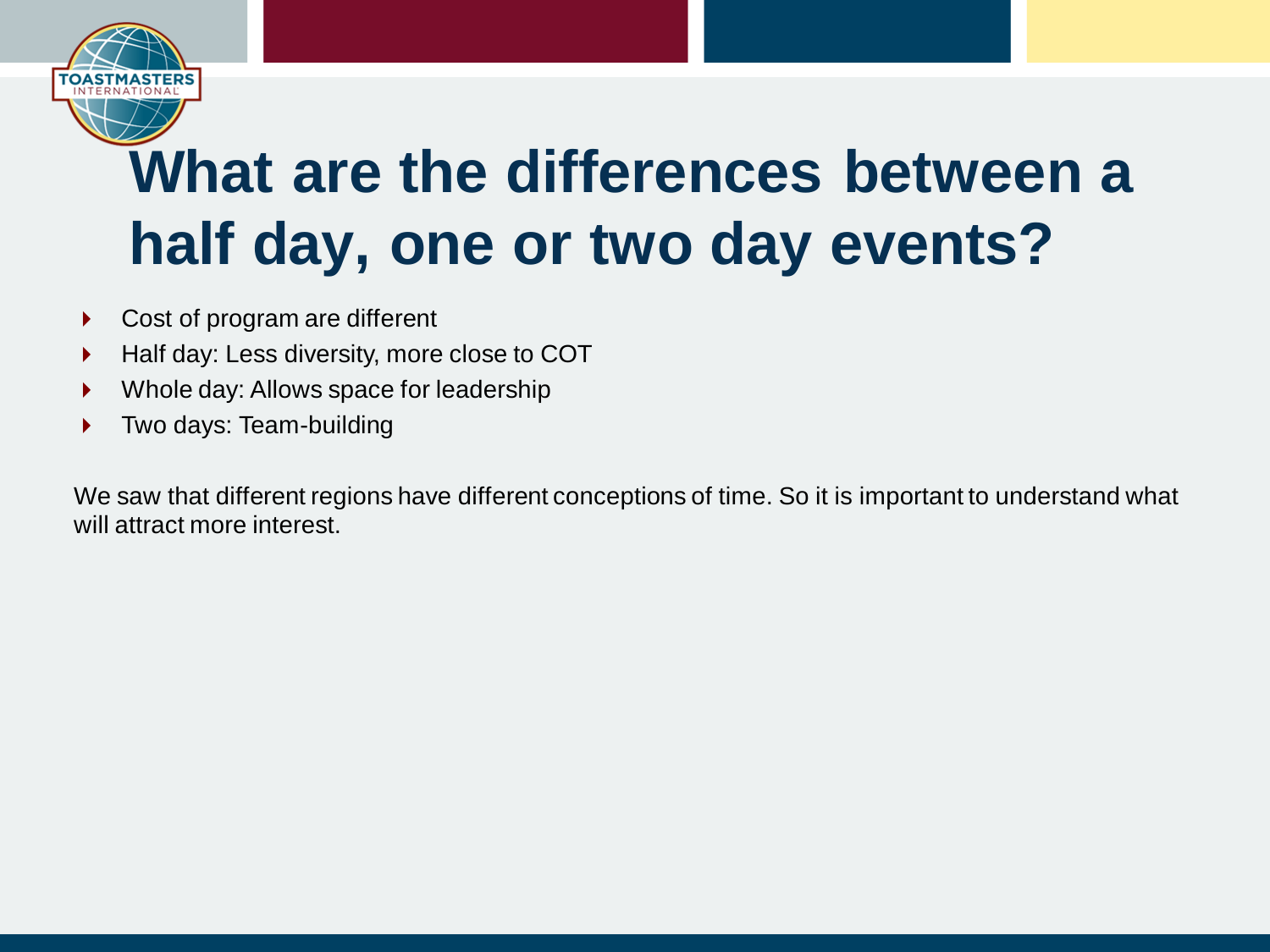# What are the differences between a half day, one or two day events?

- Cost of program are different
- Half day: Less diversity, more close to COT
- Whole day: Allows space for leadership
- Two days: Team-building

We saw that different regions have different conceptions of time. So it is important to understand what will attract more interest.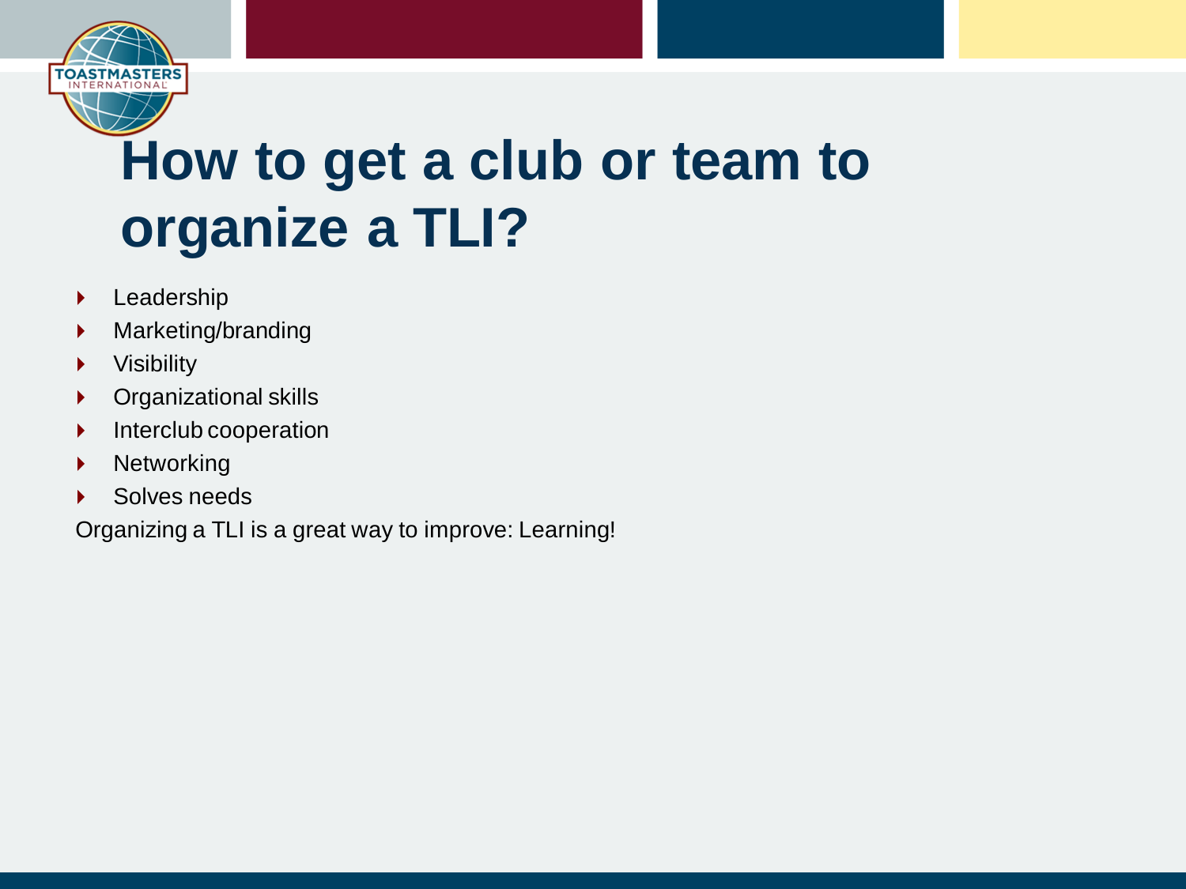# How to get a club or team to organize a TLI?

- Leadership
- Marketing/branding
- Visibility
- Organizational skills
- Interclub cooperation
- Networking
- Solves needs

Organizing a TLI is a great way to improve: Learning!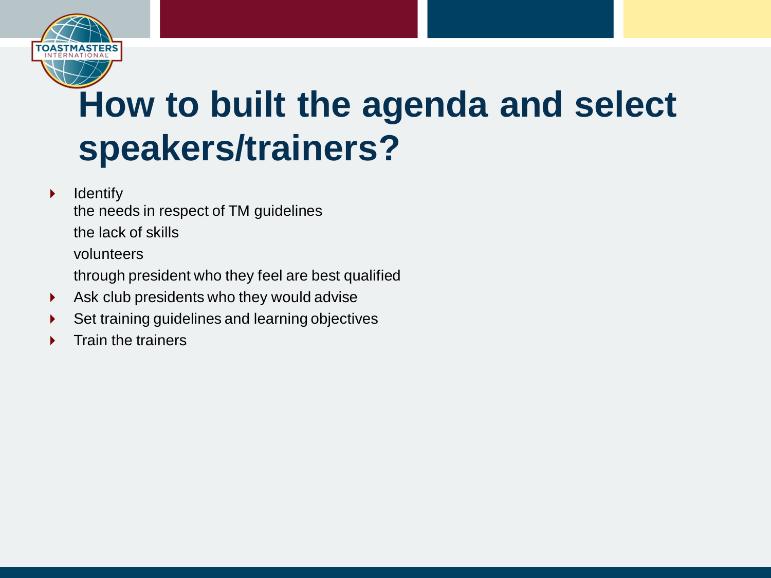# How to built the agenda and select speakers/trainers?

- Identify
  the needs in respect of TM guidelines
  the lack of skills
  volunteers
  through president who they feel are best qualified
- Ask club presidents who they would advise
- Set training guidelines and learning objectives
- Train the trainers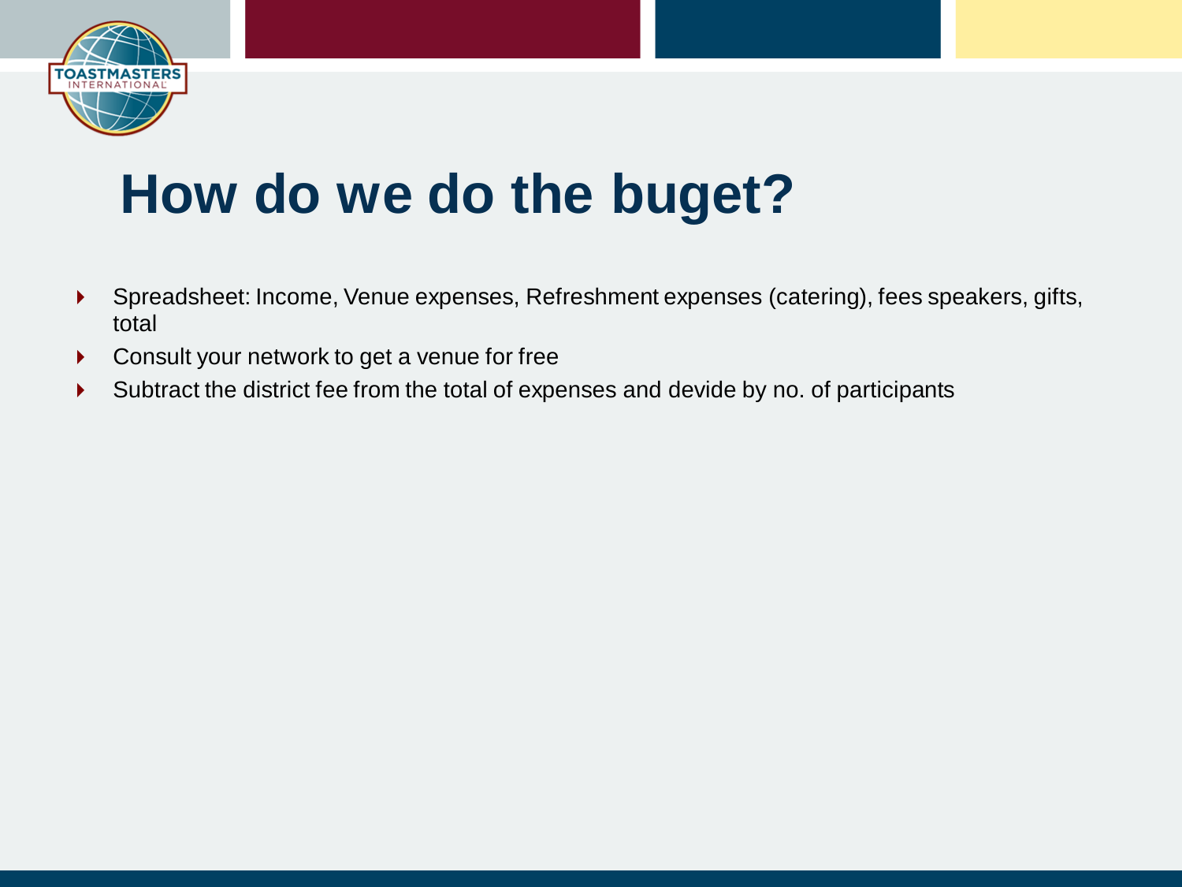# How do we do the buget?

- Spreadsheet: Income, Venue expenses, Refreshment expenses (catering), fees speakers, gifts, total
- Consult your network to get a venue for free
- Subtract the district fee from the total of expenses and devide by no. of participants